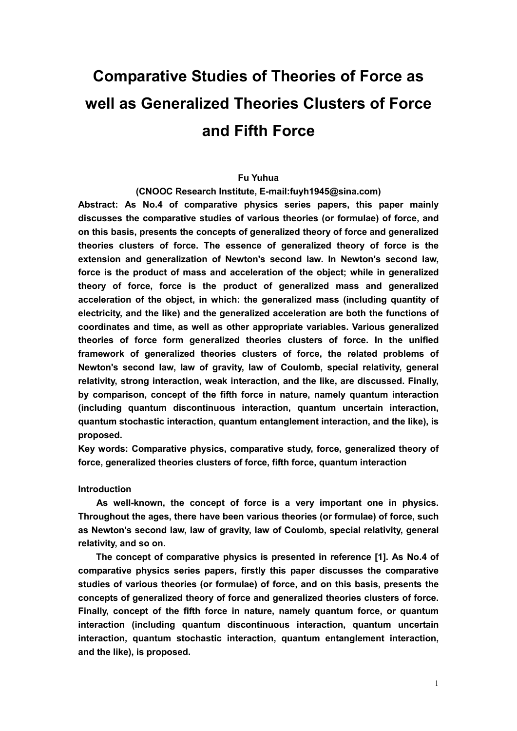# Comparative Studies of Theories of Force as well as Generalized Theories Clusters of Force and Fifth Force

**Fu Yuhua**

**(CNOOC Research Institute, E-mail:fuyh1945@sina.com)**

**Abstract: As No.4 of comparative physics series papers, this paper mainly discusses the comparative studies of various theories (or formulae) of force, and on this basis, presents the concepts of generalized theory of force and generalized theories clusters of force. The essence of generalized theory of force is the extension and generalization of Newton's second law. In Newton's second law, force is the product of mass and acceleration of the object; while in generalized theory of force, force is the product of generalized mass and generalized acceleration of the object, in which: the generalized mass (including quantity of electricity, and the like) and the generalized acceleration are both the functions of coordinates and time, as well as other appropriate variables. Various generalized theories of force form generalized theories clusters of force. In the unified framework of generalized theories clusters of force, the related problems of Newton's second law, law of gravity, law of Coulomb, special relativity, general relativity, strong interaction, weak interaction, and the like, are discussed. Finally, by comparison, concept of the fifth force in nature, namely quantum interaction (including quantum discontinuous interaction, quantum uncertain interaction, quantum stochastic interaction, quantum entanglement interaction, and the like), is proposed.**

**Key words: Comparative physics, comparative study, force, generalized theory of force, generalized theories clusters of force, fifth force, quantum interaction**

## Introduction

**As well-known, the concept of force is a very important one in physics. Throughout the ages, there have been various theories (or formulae) of force, such as Newton's second law, law of gravity, law of Coulomb, special relativity, general relativity, and so on.**

**The concept of comparative physics is presented in reference [1]. As No.4 of comparative physics series papers, firstly this paper discusses the comparative studies of various theories (or formulae) of force, and on this basis, presents the concepts of generalized theory of force and generalized theories clusters of force. Finally, concept of the fifth force in nature, namely quantum force, or quantum interaction (including quantum discontinuous interaction, quantum uncertain interaction, quantum stochastic interaction, quantum entanglement interaction, and the like), is proposed.**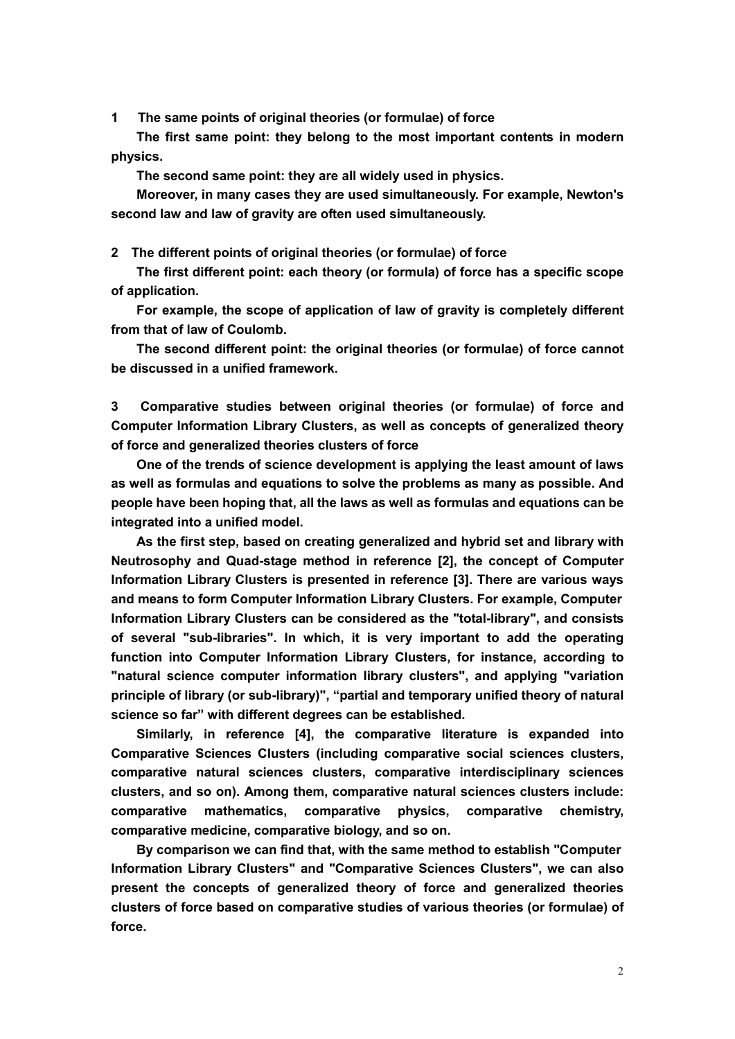## 1 The same points of original theories (or formulae) of force

**The first same point: they belong to the most important contents in modern physics.**

**The second same point: they are all widely used in physics.**

**Moreover, in many cases they are used simultaneously. For example, Newton's second law and law of gravity are often used simultaneously.**

## 2 The different points of original theories (or formulae) of force

**The first different point: each theory (or formula) of force has a specific scope of application.**

**For example, the scope of application of law of gravity is completely different from that of law of Coulomb.**

**The second different point: the original theories (or formulae) of force cannot be discussed in a unified framework.**

## 3 Comparative studies between original theories (or formulae) of force and Computer Information Library Clusters, as well as concepts of generalized theory of force and generalized theories clusters of force

**One of the trends of science development is applying the least amount of laws as well as formulas and equations to solve the problems as many as possible. And people have been hoping that, all the laws as well as formulas and equations can be integrated into a unified model.**

**As the first step, based on creating generalized and hybrid set and library with Neutrosophy and Quad-stage method in reference [2], the concept of Computer Information Library Clusters is presented in reference [3]. There are various ways and means to form Computer Information Library Clusters. For example, Computer Information Library Clusters can be considered as the "total-library", and consists of several "sub-libraries". In which, it is very important to add the operating function into Computer Information Library Clusters, for instance, according to "natural science computer information library clusters", and applying "variation principle of library (or sub-library)", "partial and temporary unified theory of natural science so far" with different degrees can be established.**

**Similarly, in reference [4], the comparative literature is expanded into Comparative Sciences Clusters (including comparative social sciences clusters, comparative natural sciences clusters, comparative interdisciplinary sciences clusters, and so on). Among them, comparative natural sciences clusters include: comparative mathematics, comparative physics, comparative chemistry, comparative medicine, comparative biology, and so on.**

**By comparison we can find that, with the same method to establish "Computer Information Library Clusters" and "Comparative Sciences Clusters", we can also present the concepts of generalized theory of force and generalized theories clusters of force based on comparative studies of various theories (or formulae) of force.**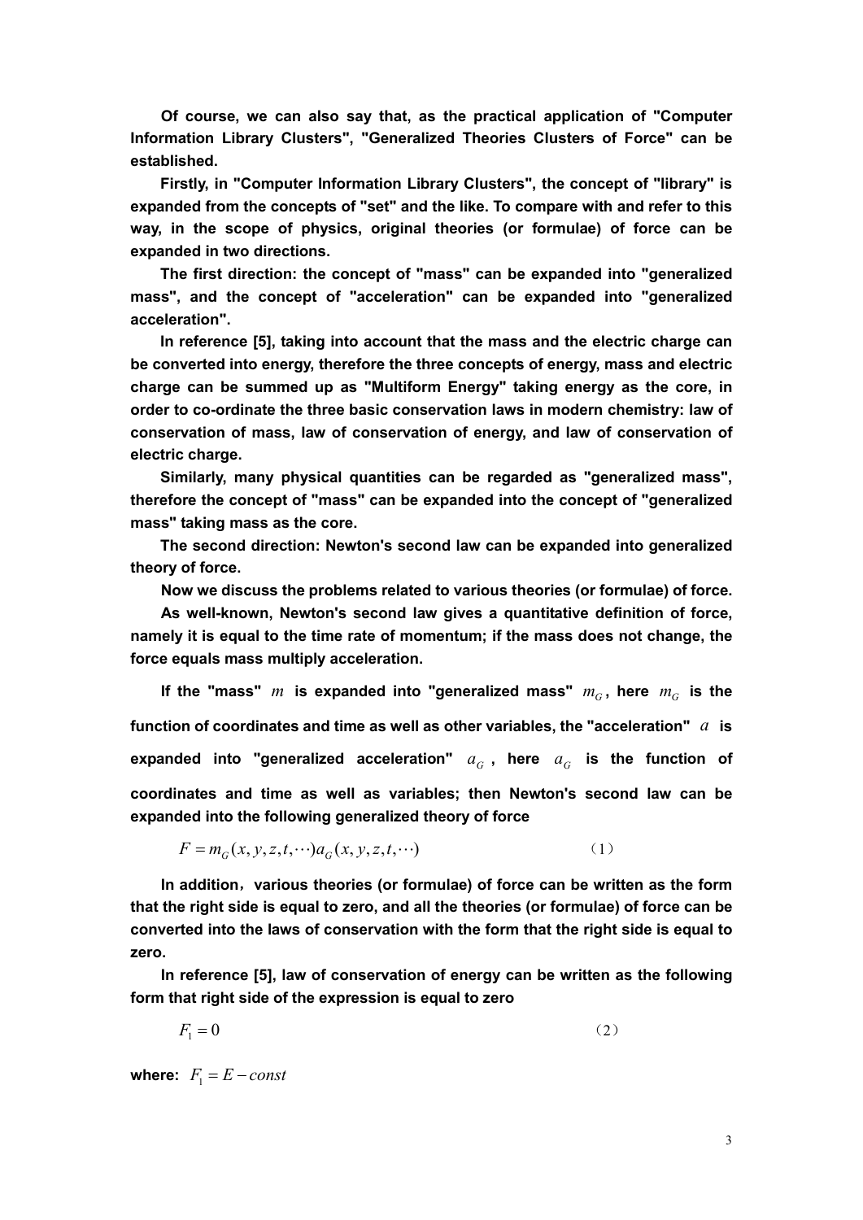**Of course, we can also say that, as the practical application of "Computer Information Library Clusters", "Generalized Theories Clusters of Force" can be established.**

**Firstly, in "Computer Information Library Clusters", the concept of "library" is expanded from the concepts of "set" and the like. To compare with and refer to this way, in the scope of physics, original theories (or formulae) of force can be expanded in two directions.**

**The first direction: the concept of "mass" can be expanded into "generalized mass", and the concept of "acceleration" can be expanded into "generalized acceleration".**

**In reference [5], taking into account that the mass and the electric charge can be converted into energy, therefore the three concepts of energy, mass and electric charge can be summed up as "Multiform Energy" taking energy as the core, in order to co-ordinate the three basic conservation laws in modern chemistry: law of conservation of mass, law of conservation of energy, and law of conservation of electric charge.**

**Similarly, many physical quantities can be regarded as "generalized mass", therefore the concept of "mass" can be expanded into the concept of "generalized mass" taking mass as the core.**

**The second direction: Newton's second law can be expanded into generalized theory of force.**

**Now we discuss the problems related to various theories (or formulae) of force.**

**As well-known, Newton's second law gives a quantitative definition of force, namely it is equal to the time rate of momentum; if the mass does not change, the force equals mass multiply acceleration.**

**If the "mass" $m$ is expanded into "generalized mass" $m_G$, here $m_G$ is the function of coordinates and time as well as other variables, the "acceleration" $a$ is expanded into "generalized acceleration" $a_G$, here $a_G$ is the function of coordinates and time as well as variables; then Newton's second law can be expanded into the following generalized theory of force**

$$F = m_G(x, y, z, t, \cdots)a_G(x, y, z, t, \cdots) \qquad (1)$$

**In addition，various theories (or formulae) of force can be written as the form that the right side is equal to zero, and all the theories (or formulae) of force can be converted into the laws of conservation with the form that the right side is equal to zero.**

**In reference [5], law of conservation of energy can be written as the following form that right side of the expression is equal to zero**

$$F_1 = 0 \qquad (2)$$

**where:** $F_1 = E - const$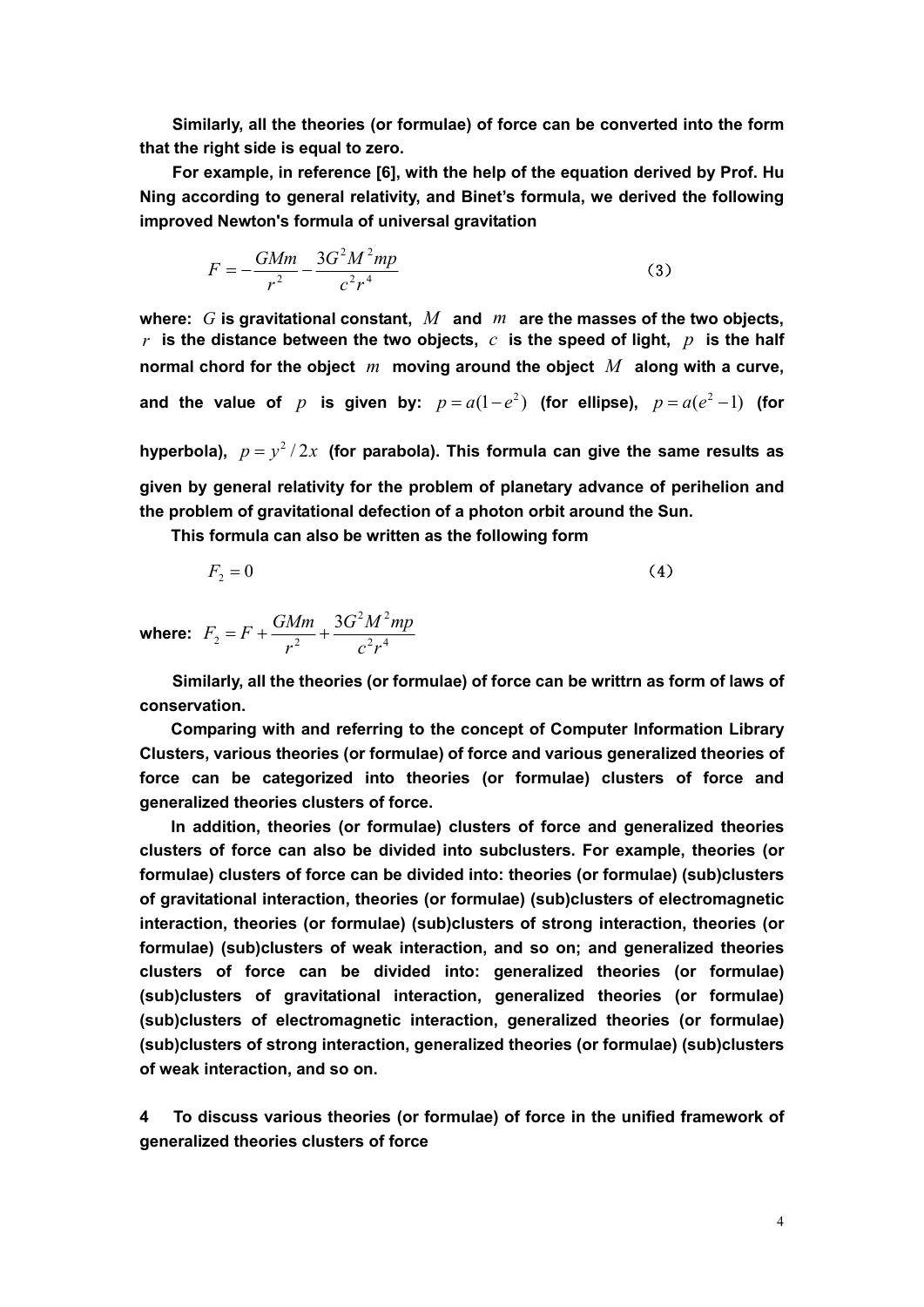**Similarly, all the theories (or formulae) of force can be converted into the form that the right side is equal to zero.**

**For example, in reference [6], with the help of the equation derived by Prof. Hu Ning according to general relativity, and Binet's formula, we derived the following improved Newton's formula of universal gravitation**

$$F = -\frac{GMm}{r^2} - \frac{3G^2M^2mp}{c^2r^4} \tag{3}$$

**where: $G$ is gravitational constant, $M$ and $m$ are the masses of the two objects, $r$ is the distance between the two objects, $c$ is the speed of light, $p$ is the half normal chord for the object $m$ moving around the object $M$ along with a curve, and the value of $p$ is given by: $p = a(1-e^2)$ (for ellipse), $p = a(e^2-1)$ (for hyperbola), $p = y^2/2x$ (for parabola). This formula can give the same results as given by general relativity for the problem of planetary advance of perihelion and the problem of gravitational defection of a photon orbit around the Sun.**

**This formula can also be written as the following form**

$$F_2 = 0 \tag{4}$$

**where:** $F_2 = F + \frac{GMm}{r^2} + \frac{3G^2M^2mp}{c^2r^4}$

**Similarly, all the theories (or formulae) of force can be writtrn as form of laws of conservation.**

**Comparing with and referring to the concept of Computer Information Library Clusters, various theories (or formulae) of force and various generalized theories of force can be categorized into theories (or formulae) clusters of force and generalized theories clusters of force.**

**In addition, theories (or formulae) clusters of force and generalized theories clusters of force can also be divided into subclusters. For example, theories (or formulae) clusters of force can be divided into: theories (or formulae) (sub)clusters of gravitational interaction, theories (or formulae) (sub)clusters of electromagnetic interaction, theories (or formulae) (sub)clusters of strong interaction, theories (or formulae) (sub)clusters of weak interaction, and so on; and generalized theories clusters of force can be divided into: generalized theories (or formulae) (sub)clusters of gravitational interaction, generalized theories (or formulae) (sub)clusters of electromagnetic interaction, generalized theories (or formulae) (sub)clusters of strong interaction, generalized theories (or formulae) (sub)clusters of weak interaction, and so on.**

## 4 To discuss various theories (or formulae) of force in the unified framework of generalized theories clusters of force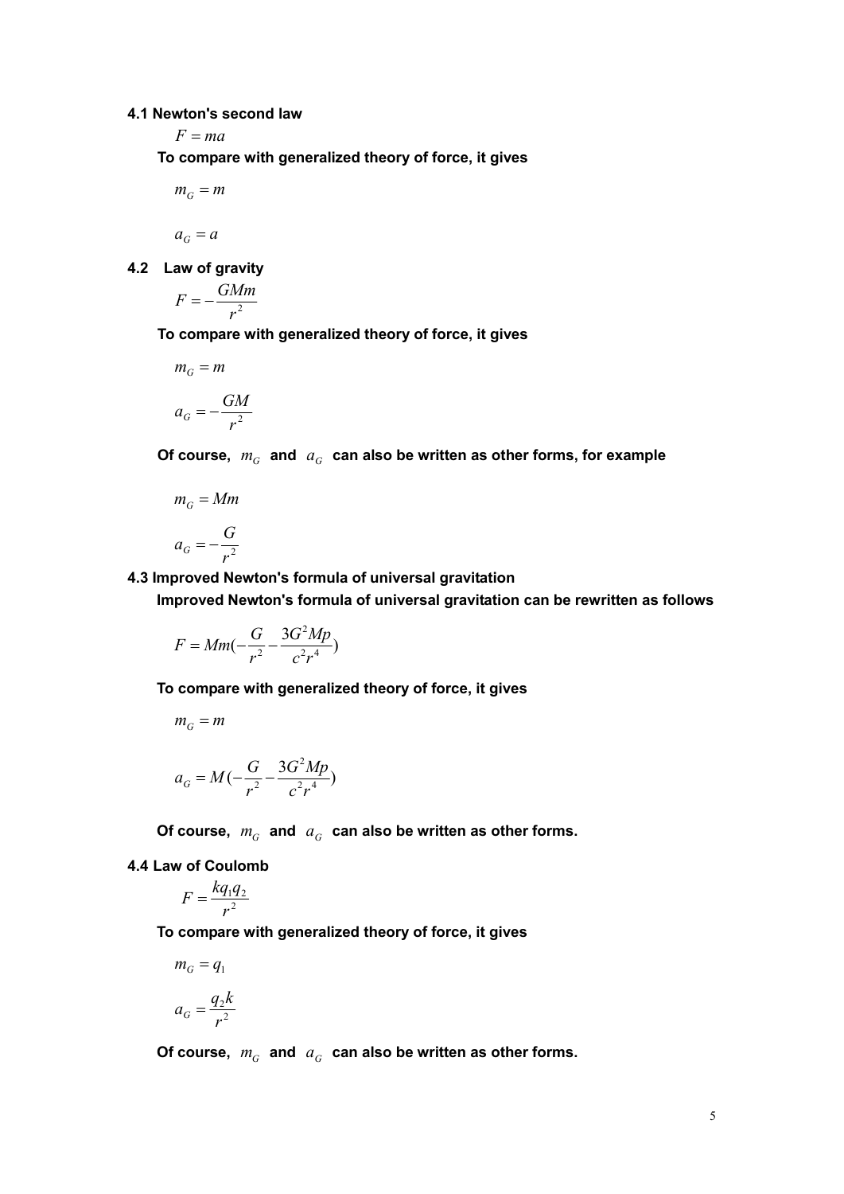### 4.1 Newton's second law

$$F = ma$$

**To compare with generalized theory of force, it gives**

$$m_G = m$$

$$a_G = a$$

### 4.2 Law of gravity

$$F = -\frac{GMm}{r^2}$$

**To compare with generalized theory of force, it gives**

$$m_G = m$$

$$a_G = -\frac{GM}{r^2}$$

**Of course, $m_G$ and $a_G$ can also be written as other forms, for example**

$$m_G = Mm$$

$$a_G = -\frac{G}{r^2}$$

### 4.3 Improved Newton's formula of universal gravitation

**Improved Newton's formula of universal gravitation can be rewritten as follows**

$$F = Mm(-\frac{G}{r^2} - \frac{3G^2Mp}{c^2r^4})$$

**To compare with generalized theory of force, it gives**

$$m_G = m$$

$$a_G = M(-\frac{G}{r^2} - \frac{3G^2Mp}{c^2r^4})$$

**Of course, $m_G$ and $a_G$ can also be written as other forms.**

### 4.4 Law of Coulomb

$$F = \frac{kq_1q_2}{r^2}$$

**To compare with generalized theory of force, it gives**

$$m_G = q_1$$

$$a_G = \frac{q_2k}{r^2}$$

**Of course, $m_G$ and $a_G$ can also be written as other forms.**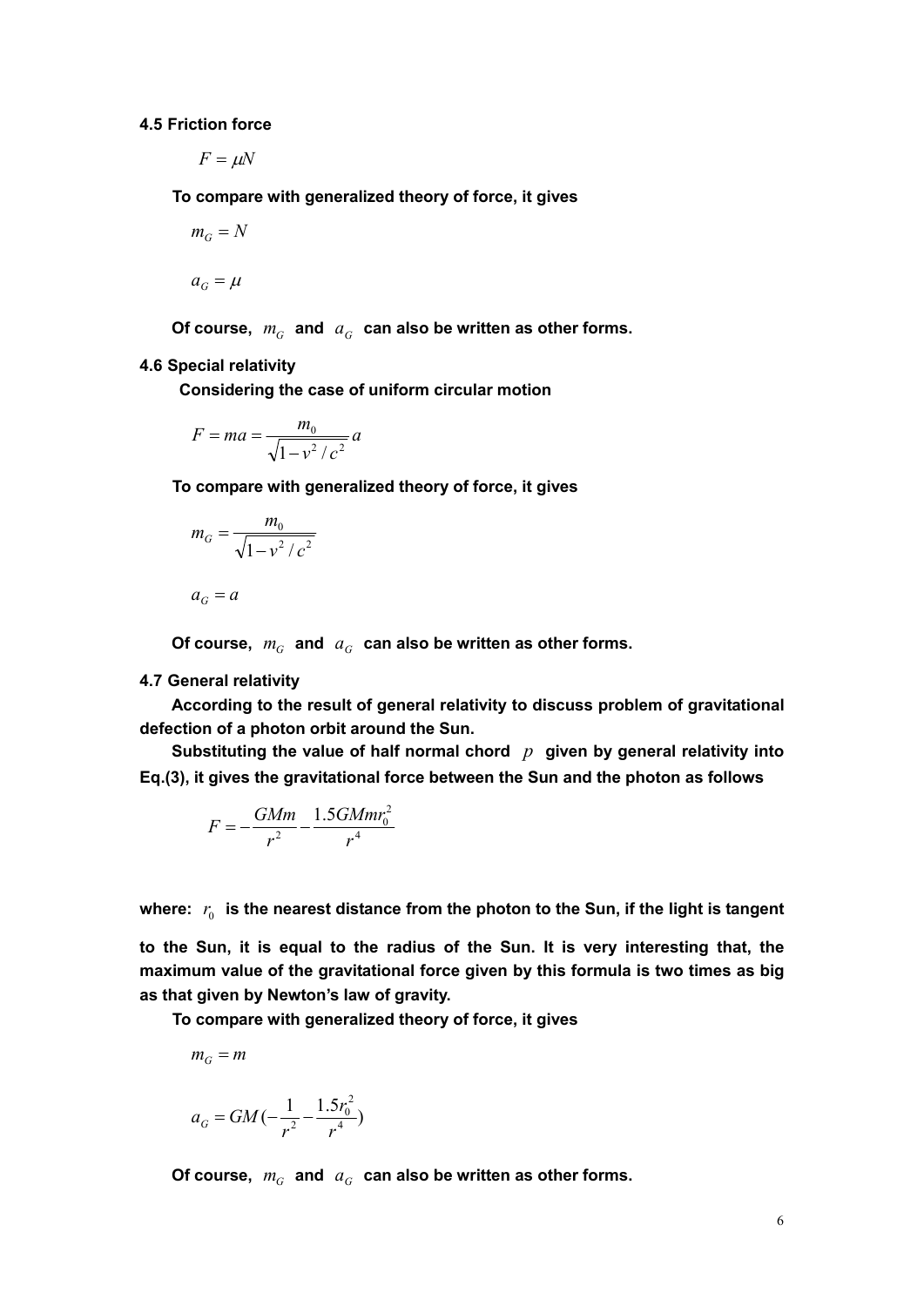**4.5 Friction force**

$$F = \mu N$$

**To compare with generalized theory of force, it gives**

$$m_G = N$$

$$a_G = \mu$$

**Of course, $m_G$ and $a_G$ can also be written as other forms.**

**4.6 Special relativity**

**Considering the case of uniform circular motion**

$$F = ma = \frac{m_0}{\sqrt{1 - v^2 / c^2}} a$$

**To compare with generalized theory of force, it gives**

$$m_G = \frac{m_0}{\sqrt{1 - v^2 / c^2}}$$

$$a_G = a$$

**Of course, $m_G$ and $a_G$ can also be written as other forms.**

**4.7 General relativity**

**According to the result of general relativity to discuss problem of gravitational defection of a photon orbit around the Sun.**

**Substituting the value of half normal chord $p$ given by general relativity into Eq.(3), it gives the gravitational force between the Sun and the photon as follows**

$$F = -\frac{GMm}{r^2} - \frac{1.5GMmr_0^2}{r^4}$$

**where: $r_0$ is the nearest distance from the photon to the Sun, if the light is tangent to the Sun, it is equal to the radius of the Sun. It is very interesting that, the maximum value of the gravitational force given by this formula is two times as big as that given by Newton's law of gravity.**

**To compare with generalized theory of force, it gives**

$$m_G = m$$

$$a_G = GM(-\frac{1}{r^2} - \frac{1.5r_0^2}{r^4})$$

**Of course, $m_G$ and $a_G$ can also be written as other forms.**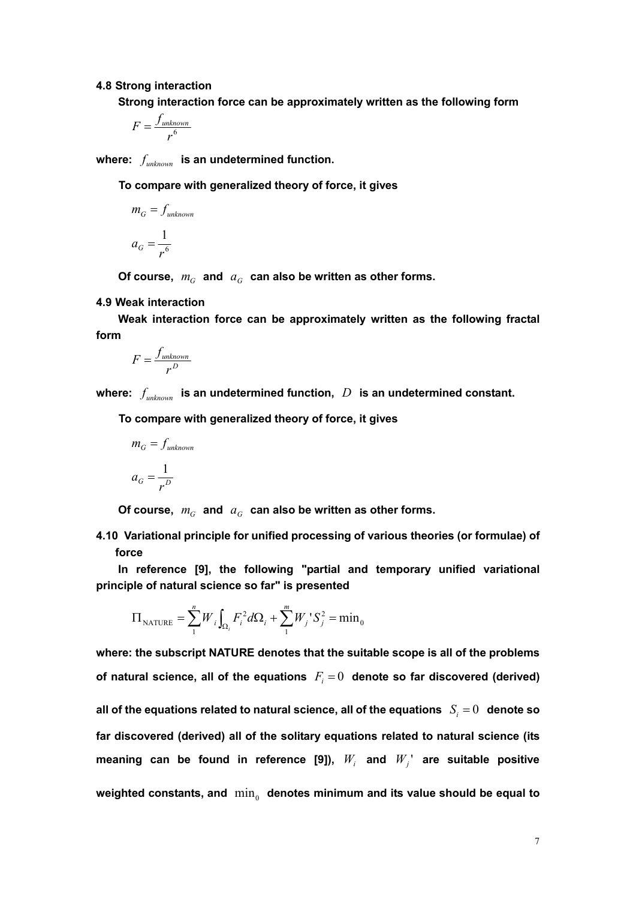**4.8 Strong interaction**

**Strong interaction force can be approximately written as the following form**

$$F = \frac{f_{unknown}}{r^6}$$

**where: $f_{unknown}$ is an undetermined function.**

**To compare with generalized theory of force, it gives**

$$m_G = f_{unknown}$$

$$a_G = \frac{1}{r^6}$$

**Of course, $m_G$ and $a_G$ can also be written as other forms.**

**4.9 Weak interaction**

**Weak interaction force can be approximately written as the following fractal form**

$$F = \frac{f_{unknown}}{r^D}$$

**where: $f_{unknown}$ is an undetermined function, $D$ is an undetermined constant.**

**To compare with generalized theory of force, it gives**

$$m_G = f_{unknown}$$

$$a_G = \frac{1}{r^D}$$

**Of course, $m_G$ and $a_G$ can also be written as other forms.**

**4.10 Variational principle for unified processing of various theories (or formulae) of force**

**In reference [9], the following "partial and temporary unified variational principle of natural science so far" is presented**

$$\Pi_{\text{NATURE}} = \sum_{1}^{n} W_i \int_{\Omega_i} F_i^2 d\Omega_i + \sum_{1}^{m} W_j' S_j^2 = \min_0$$

**where: the subscript NATURE denotes that the suitable scope is all of the problems of natural science, all of the equations $F_i = 0$ denote so far discovered (derived) all of the equations related to natural science, all of the equations $S_i = 0$ denote so far discovered (derived) all of the solitary equations related to natural science (its meaning can be found in reference [9]), $W_i$ and $W_j'$ are suitable positive weighted constants, and $\min_0$ denotes minimum and its value should be equal to**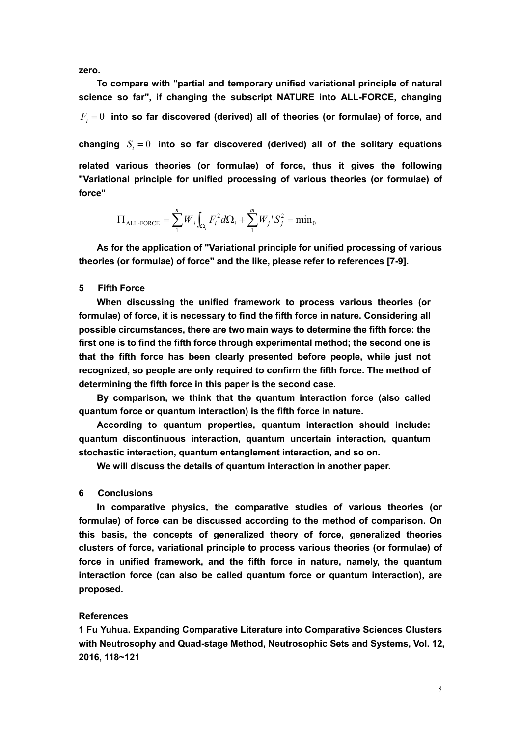**zero.**

**To compare with "partial and temporary unified variational principle of natural science so far", if changing the subscript NATURE into ALL-FORCE, changing $F_i = 0$ into so far discovered (derived) all of theories (or formulae) of force, and changing $S_i = 0$ into so far discovered (derived) all of the solitary equations related various theories (or formulae) of force, thus it gives the following "Variational principle for unified processing of various theories (or formulae) of force"**

$$\Pi_{\text{ALL-FORCE}} = \sum_{1}^{n} W_i \int_{\Omega_i} F_i^2 d\Omega_i + \sum_{1}^{m} W_j ' S_j^2 = \min_0$$

**As for the application of "Variational principle for unified processing of various theories (or formulae) of force" and the like, please refer to references [7-9].**

## 5 Fifth Force

**When discussing the unified framework to process various theories (or formulae) of force, it is necessary to find the fifth force in nature. Considering all possible circumstances, there are two main ways to determine the fifth force: the first one is to find the fifth force through experimental method; the second one is that the fifth force has been clearly presented before people, while just not recognized, so people are only required to confirm the fifth force. The method of determining the fifth force in this paper is the second case.**

**By comparison, we think that the quantum interaction force (also called quantum force or quantum interaction) is the fifth force in nature.**

**According to quantum properties, quantum interaction should include: quantum discontinuous interaction, quantum uncertain interaction, quantum stochastic interaction, quantum entanglement interaction, and so on.**

**We will discuss the details of quantum interaction in another paper.**

## 6 Conclusions

**In comparative physics, the comparative studies of various theories (or formulae) of force can be discussed according to the method of comparison. On this basis, the concepts of generalized theory of force, generalized theories clusters of force, variational principle to process various theories (or formulae) of force in unified framework, and the fifth force in nature, namely, the quantum interaction force (can also be called quantum force or quantum interaction), are proposed.**

## References

**1 Fu Yuhua. Expanding Comparative Literature into Comparative Sciences Clusters with Neutrosophy and Quad-stage Method, Neutrosophic Sets and Systems, Vol. 12, 2016, 118~121**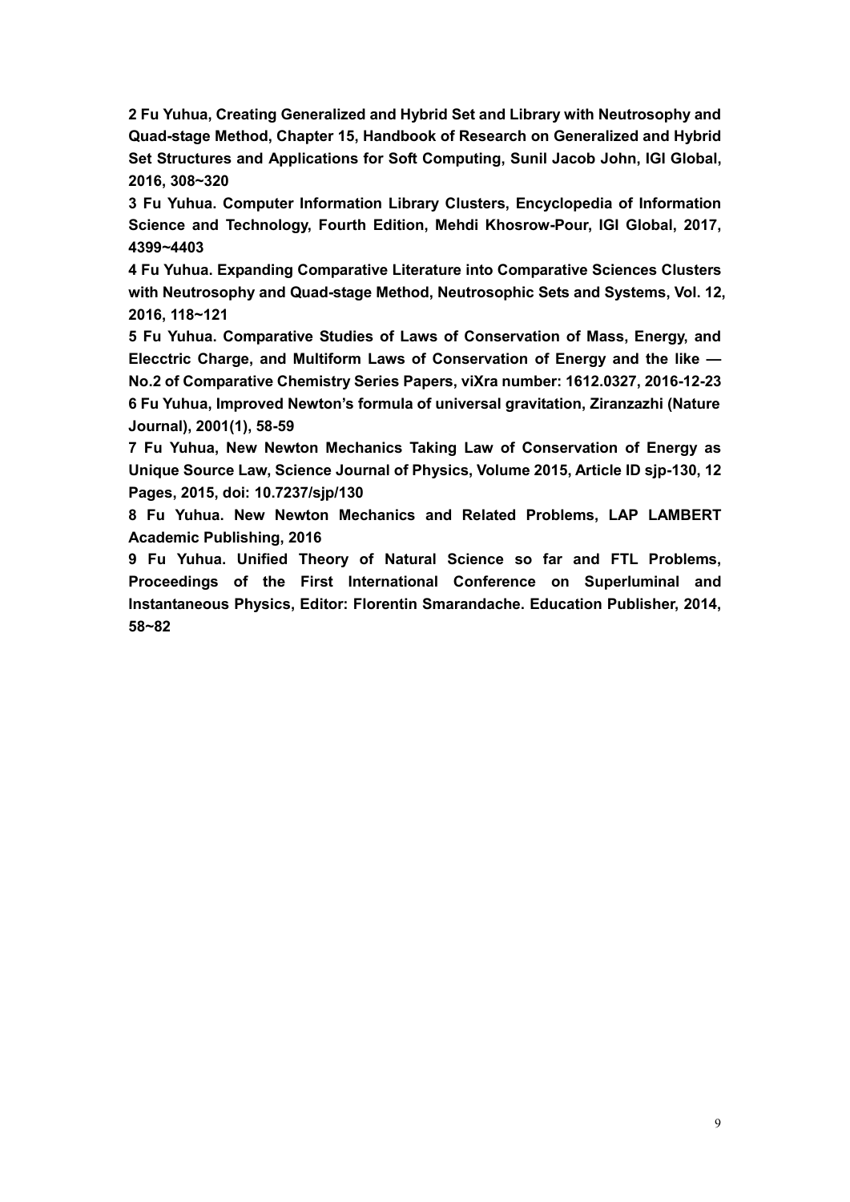**2 Fu Yuhua, Creating Generalized and Hybrid Set and Library with Neutrosophy and Quad-stage Method, Chapter 15, Handbook of Research on Generalized and Hybrid Set Structures and Applications for Soft Computing, Sunil Jacob John, IGI Global, 2016, 308~320**

**3 Fu Yuhua. Computer Information Library Clusters, Encyclopedia of Information Science and Technology, Fourth Edition, Mehdi Khosrow-Pour, IGI Global, 2017, 4399~4403**

**4 Fu Yuhua. Expanding Comparative Literature into Comparative Sciences Clusters with Neutrosophy and Quad-stage Method, Neutrosophic Sets and Systems, Vol. 12, 2016, 118~121**

**5 Fu Yuhua. Comparative Studies of Laws of Conservation of Mass, Energy, and Elecctric Charge, and Multiform Laws of Conservation of Energy and the like — No.2 of Comparative Chemistry Series Papers, viXra number: 1612.0327, 2016-12-23**

**6 Fu Yuhua, Improved Newton's formula of universal gravitation, Ziranzazhi (Nature Journal), 2001(1), 58-59**

**7 Fu Yuhua, New Newton Mechanics Taking Law of Conservation of Energy as Unique Source Law, Science Journal of Physics, Volume 2015, Article ID sjp-130, 12 Pages, 2015, doi: 10.7237/sjp/130**

**8 Fu Yuhua. New Newton Mechanics and Related Problems, LAP LAMBERT Academic Publishing, 2016**

**9 Fu Yuhua. Unified Theory of Natural Science so far and FTL Problems, Proceedings of the First International Conference on Superluminal and Instantaneous Physics, Editor: Florentin Smarandache. Education Publisher, 2014, 58~82**